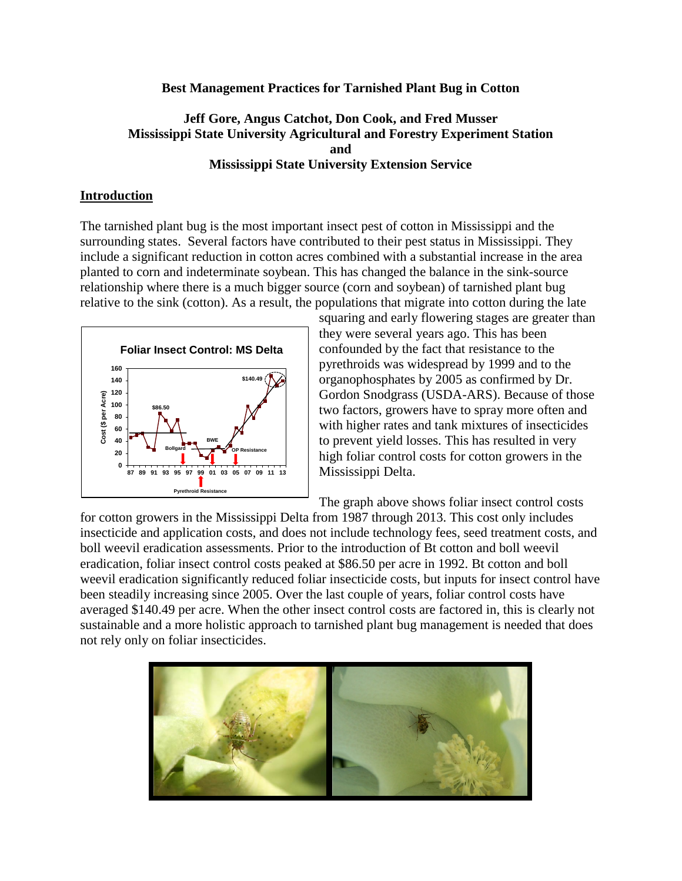# Best Management Practices for Tarnished Plant Bug in Cotton

**Jeff Gore, Angus Catchot, Don Cook, and Fred Musser**
**Mississippi State University Agricultural and Forestry Experiment Station**
**and**
**Mississippi State University Extension Service**

## Introduction

The tarnished plant bug is the most important insect pest of cotton in Mississippi and the surrounding states. Several factors have contributed to their pest status in Mississippi. They include a significant reduction in cotton acres combined with a substantial increase in the area planted to corn and indeterminate soybean. This has changed the balance in the sink-source relationship where there is a much bigger source (corn and soybean) of tarnished plant bug relative to the sink (cotton). As a result, the populations that migrate into cotton during the late squaring and early flowering stages are greater than they were several years ago. This has been confounded by the fact that resistance to the pyrethroids was widespread by 1999 and to the organophosphates by 2005 as confirmed by Dr. Gordon Snodgrass (USDA-ARS). Because of those two factors, growers have to spray more often and with higher rates and tank mixtures of insecticides to prevent yield losses. This has resulted in very high foliar control costs for cotton growers in the Mississippi Delta.

The graph above shows foliar insect control costs for cotton growers in the Mississippi Delta from 1987 through 2013. This cost only includes insecticide and application costs, and does not include technology fees, seed treatment costs, and boll weevil eradication assessments. Prior to the introduction of Bt cotton and boll weevil eradication, foliar insect control costs peaked at $86.50 per acre in 1992. Bt cotton and boll weevil eradication significantly reduced foliar insecticide costs, but inputs for insect control have been steadily increasing since 2005. Over the last couple of years, foliar control costs have averaged $140.49 per acre. When the other insect control costs are factored in, this is clearly not sustainable and a more holistic approach to tarnished plant bug management is needed that does not rely only on foliar insecticides.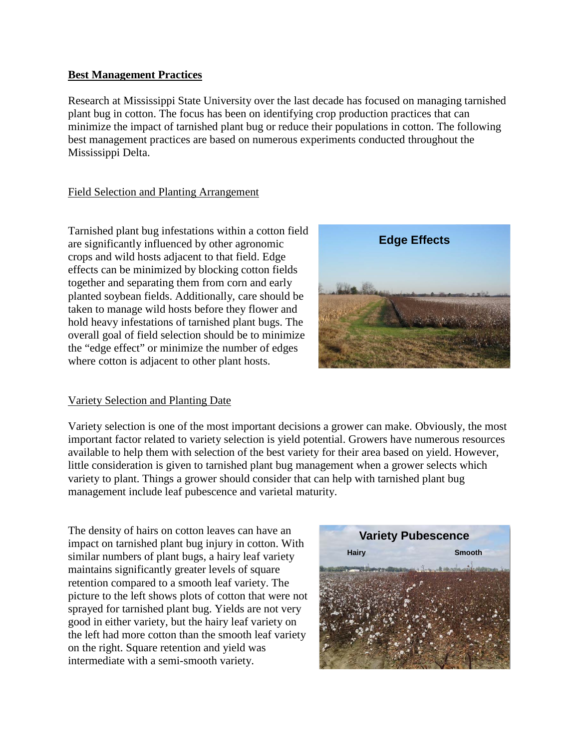**Best Management Practices**

Research at Mississippi State University over the last decade has focused on managing tarnished plant bug in cotton. The focus has been on identifying crop production practices that can minimize the impact of tarnished plant bug or reduce their populations in cotton. The following best management practices are based on numerous experiments conducted throughout the Mississippi Delta.

Field Selection and Planting Arrangement

Tarnished plant bug infestations within a cotton field are significantly influenced by other agronomic crops and wild hosts adjacent to that field. Edge effects can be minimized by blocking cotton fields together and separating them from corn and early planted soybean fields. Additionally, care should be taken to manage wild hosts before they flower and hold heavy infestations of tarnished plant bugs. The overall goal of field selection should be to minimize the "edge effect" or minimize the number of edges where cotton is adjacent to other plant hosts.

Variety Selection and Planting Date

Variety selection is one of the most important decisions a grower can make. Obviously, the most important factor related to variety selection is yield potential. Growers have numerous resources available to help them with selection of the best variety for their area based on yield. However, little consideration is given to tarnished plant bug management when a grower selects which variety to plant. Things a grower should consider that can help with tarnished plant bug management include leaf pubescence and varietal maturity.

The density of hairs on cotton leaves can have an impact on tarnished plant bug injury in cotton. With similar numbers of plant bugs, a hairy leaf variety maintains significantly greater levels of square retention compared to a smooth leaf variety. The picture to the left shows plots of cotton that were not sprayed for tarnished plant bug. Yields are not very good in either variety, but the hairy leaf variety on the left had more cotton than the smooth leaf variety on the right. Square retention and yield was intermediate with a semi-smooth variety.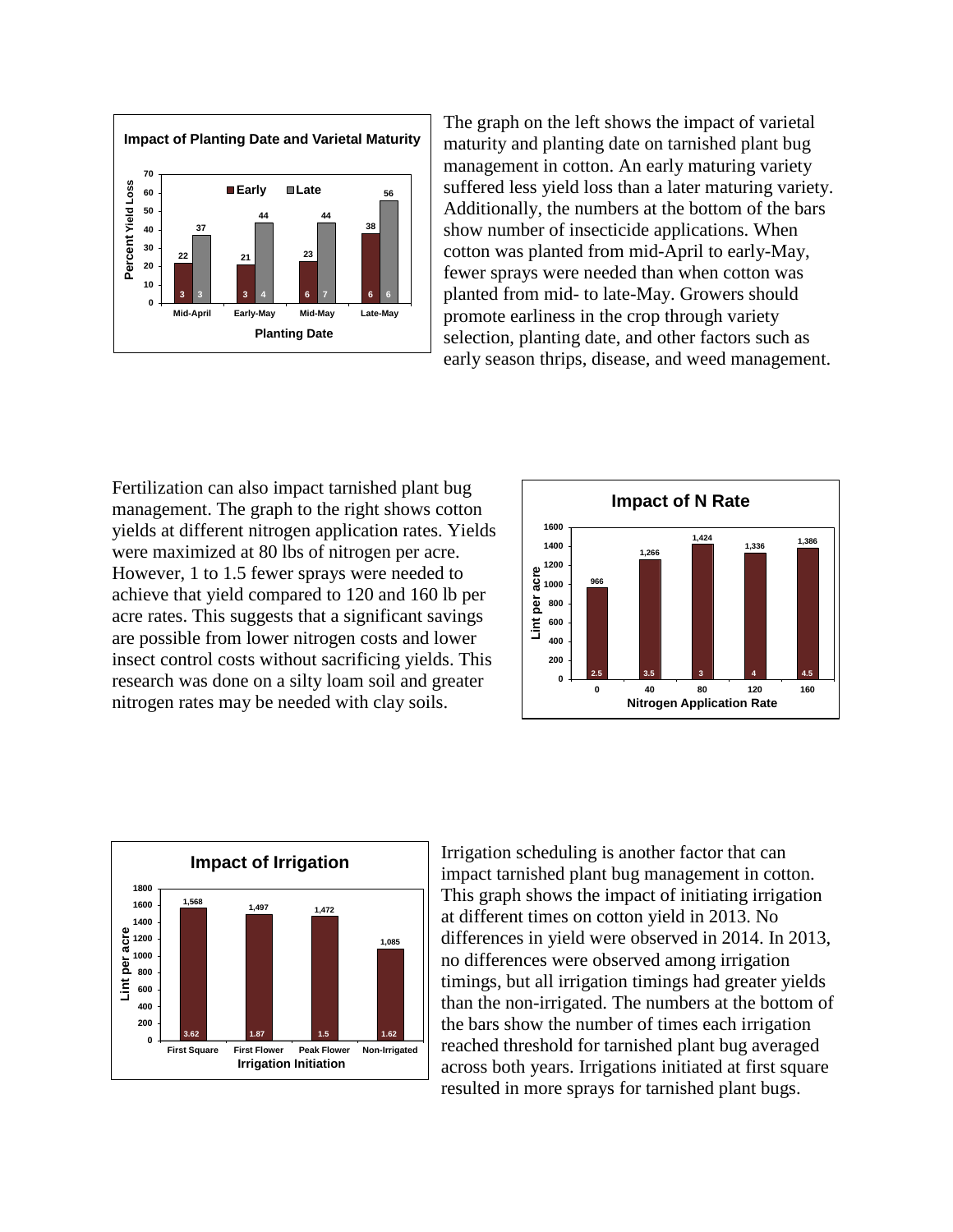The graph on the left shows the impact of varietal maturity and planting date on tarnished plant bug management in cotton. An early maturing variety suffered less yield loss than a later maturing variety. Additionally, the numbers at the bottom of the bars show number of insecticide applications. When cotton was planted from mid-April to early-May, fewer sprays were needed than when cotton was planted from mid- to late-May. Growers should promote earliness in the crop through variety selection, planting date, and other factors such as early season thrips, disease, and weed management.

Fertilization can also impact tarnished plant bug management. The graph to the right shows cotton yields at different nitrogen application rates. Yields were maximized at 80 lbs of nitrogen per acre. However, 1 to 1.5 fewer sprays were needed to achieve that yield compared to 120 and 160 lb per acre rates. This suggests that a significant savings are possible from lower nitrogen costs and lower insect control costs without sacrificing yields. This research was done on a silty loam soil and greater nitrogen rates may be needed with clay soils.

Irrigation scheduling is another factor that can impact tarnished plant bug management in cotton. This graph shows the impact of initiating irrigation at different times on cotton yield in 2013. No differences in yield were observed in 2014. In 2013, no differences were observed among irrigation timings, but all irrigation timings had greater yields than the non-irrigated. The numbers at the bottom of the bars show the number of times each irrigation reached threshold for tarnished plant bugs averaged across both years. Irrigations initiated at first square resulted in more sprays for tarnished plant bugs.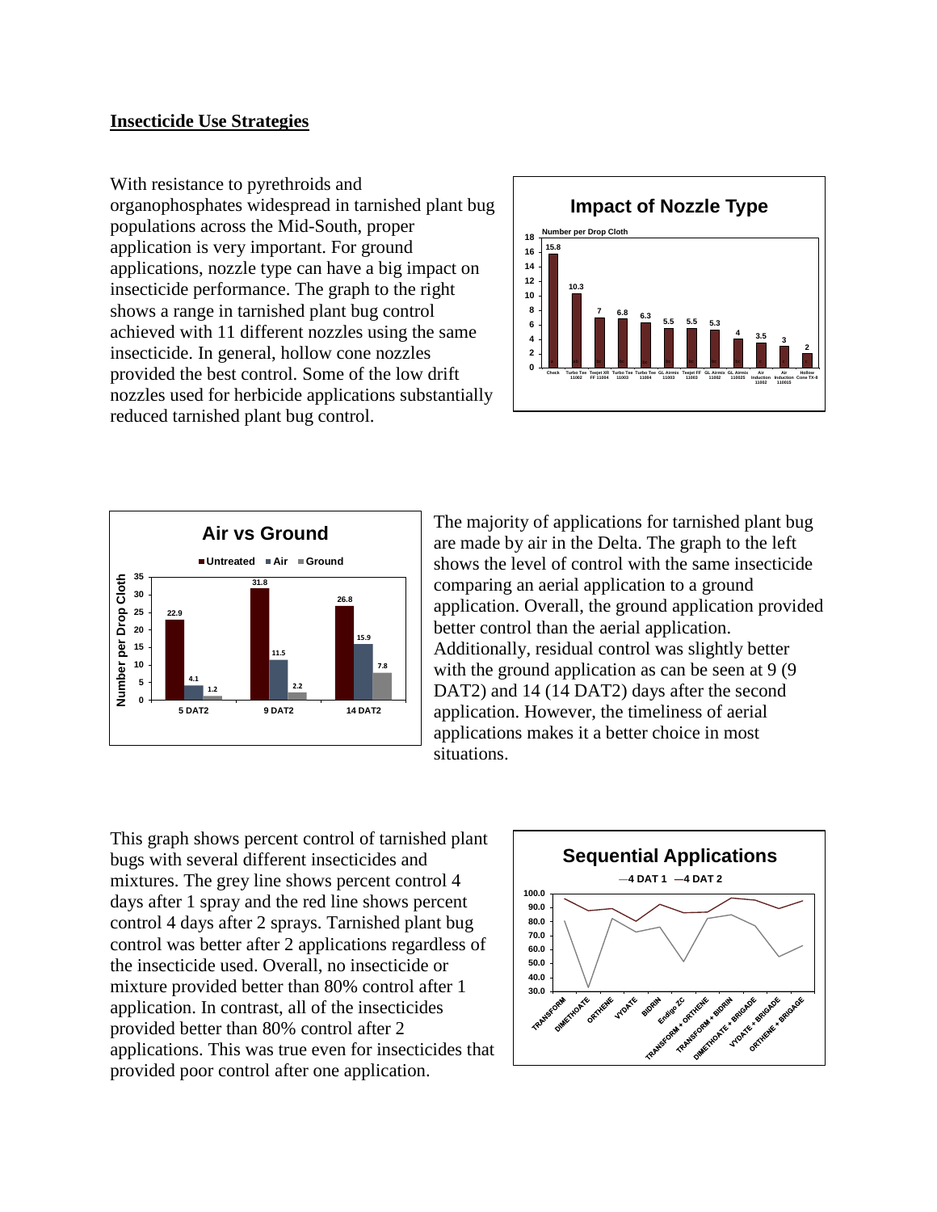## Insecticide Use Strategies

With resistance to pyrethroids and organophosphates widespread in tarnished plant bug populations across the Mid-South, proper application is very important. For ground applications, nozzle type can have a big impact on insecticide performance. The graph to the right shows a range in tarnished plant bug control achieved with 11 different nozzles using the same insecticide. In general, hollow cone nozzles provided the best control. Some of the low drift nozzles used for herbicide applications substantially reduced tarnished plant bug control.

**Impact of Nozzle Type**

Number per Drop Cloth

| Nozzle | Number per Drop Cloth |
|---|---|
| Check | 15.8 |
| Turbo Tee 11002 | 10.3 |
| Teejet XR FF 11004 | 7 |
| Turbo Tee 11003 | 6.8 |
| Turbo Tee 11004 | 6.3 |
| GL Airmix 11003 | 5.5 |
| Teejet FF 11003 | 5.5 |
| GL Airmix 11002 | 5.3 |
| GL Airmix 110025 | 4 |
| Air Induction 11002 | 3.5 |
| Air Induction 110015 | 3 |
| Hollow Cone TX-8 | 2 |

**Air vs Ground**

Number per Drop Cloth

| | Untreated | Air | Ground |
|---|---|---|---|
| 5 DAT2 | 22.9 | 4.1 | 1.2 |
| 9 DAT2 | 31.8 | 11.5 | 2.2 |
| 14 DAT2 | 26.8 | 15.9 | 7.8 |

The majority of applications for tarnished plant bug are made by air in the Delta. The graph to the left shows the level of control with the same insecticide comparing an aerial application to a ground application. Overall, the ground application provided better control than the aerial application. Additionally, residual control was slightly better with the ground application as can be seen at 9 (9 DAT2) and 14 (14 DAT2) days after the second application. However, the timeliness of aerial applications makes it a better choice in most situations.

This graph shows percent control of tarnished plant bugs with several different insecticides and mixtures. The grey line shows percent control 4 days after 1 spray and the red line shows percent control 4 days after 2 sprays. Tarnished plant bug control was better after 2 applications regardless of the insecticide used. Overall, no insecticide or mixture provided better than 80% control after 1 application. In contrast, all of the insecticides provided better than 80% control after 2 applications. This was true even for insecticides that provided poor control after one application.

**Sequential Applications**

—4 DAT 1 —4 DAT 2

Treatments: TRANSFORM, DIMETHOATE, ORTHENE, VYDATE, BIDRIN, Endigo ZC, TRANSFORM + ORTHENE, TRANSFORM + BIDRIN, DIMETHOATE + BRIGADE, VYDATE + BRIGADE, ORTHENE + BRIGADE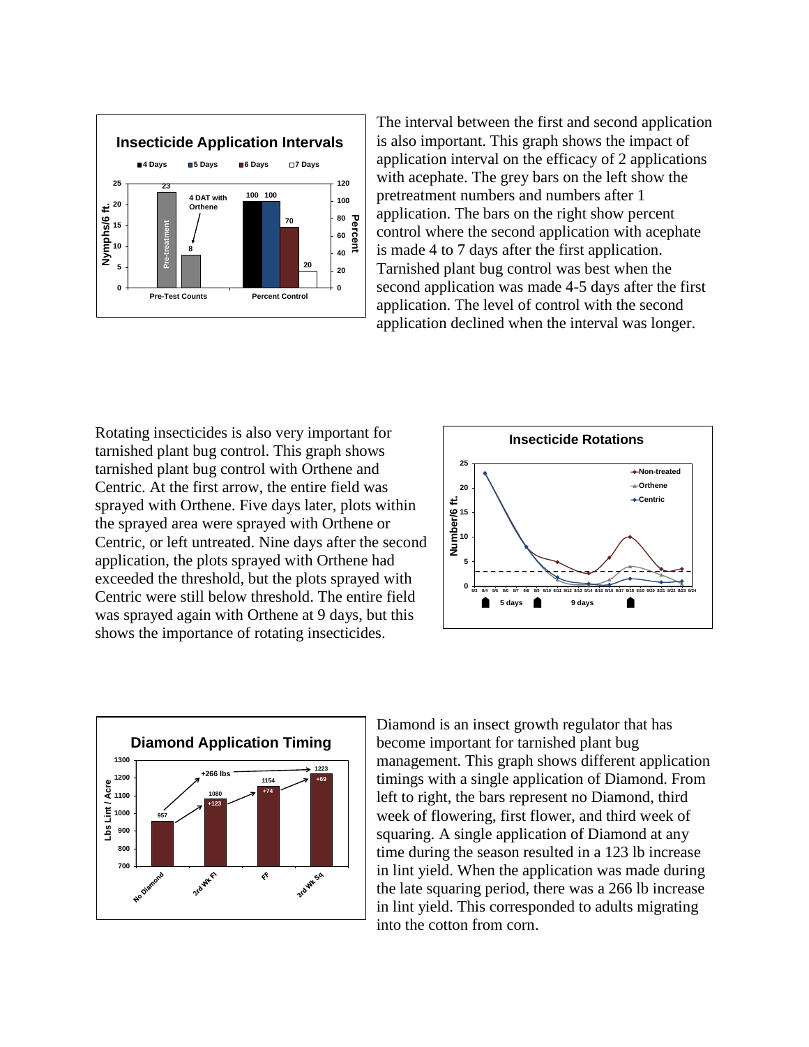The interval between the first and second application is also important. This graph shows the impact of application interval on the efficacy of 2 applications with acephate. The grey bars on the left show the pretreatment numbers and numbers after 1 application. The bars on the right show percent control where the second application with acephate is made 4 to 7 days after the first application. Tarnished plant bug control was best when the second application was made 4-5 days after the first application. The level of control with the second application declined when the interval was longer.

Rotating insecticides is also very important for tarnished plant bug control. This graph shows tarnished plant bug control with Orthene and Centric. At the first arrow, the entire field was sprayed with Orthene. Five days later, plots within the sprayed area were sprayed with Orthene or Centric, or left untreated. Nine days after the second application, the plots sprayed with Orthene had exceeded the threshold, but the plots sprayed with Centric were still below threshold. The entire field was sprayed again with Orthene at 9 days, but this shows the importance of rotating insecticides.

Diamond is an insect growth regulator that has become important for tarnished plant bug management. This graph shows different application timings with a single application of Diamond. From left to right, the bars represent no Diamond, third week of flowering, first flower, and third week of squaring. A single application of Diamond at any time during the season resulted in a 123 lb increase in lint yield. When the application was made during the late squaring period, there was a 266 lb increase in lint yield. This corresponded to adults migrating into the cotton from corn.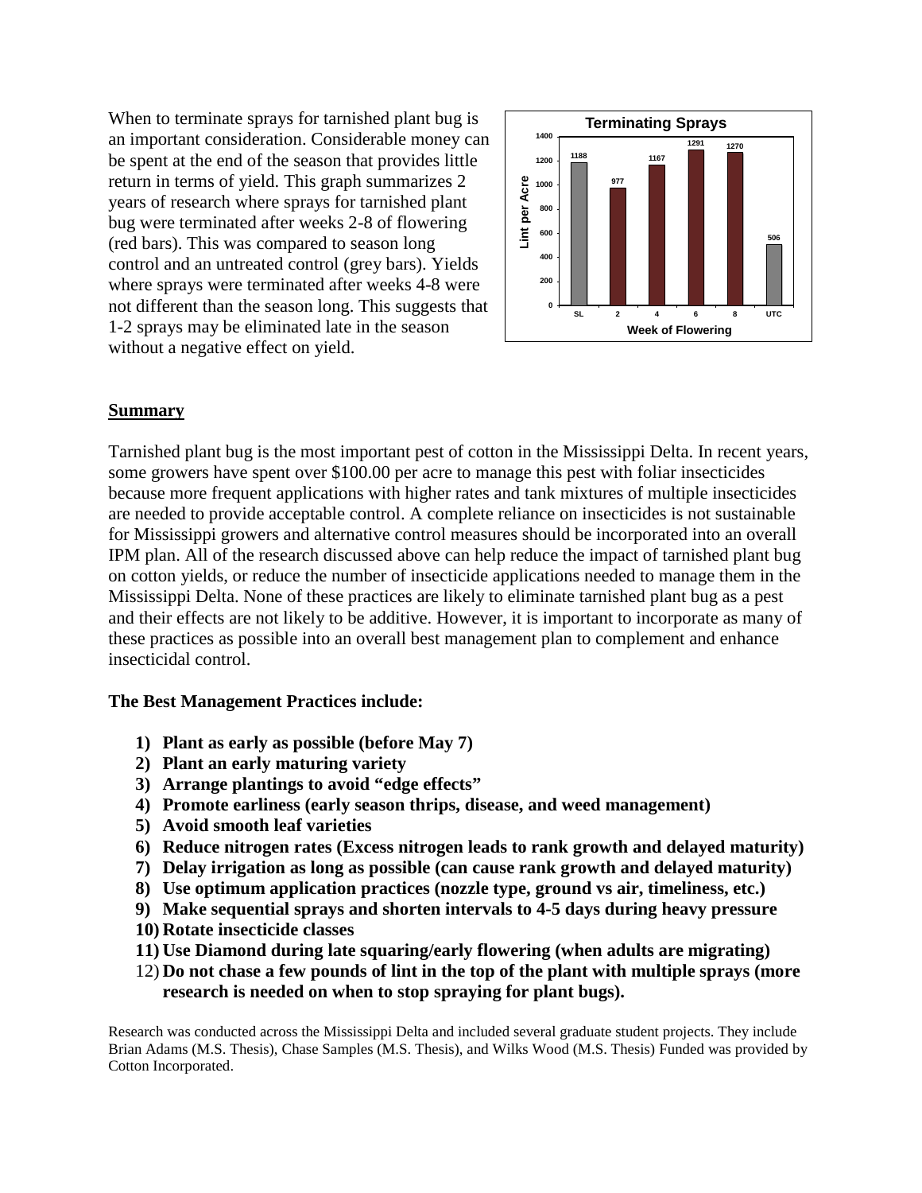When to terminate sprays for tarnished plant bug is an important consideration. Considerable money can be spent at the end of the season that provides little return in terms of yield. This graph summarizes 2 years of research where sprays for tarnished plant bug were terminated after weeks 2-8 of flowering (red bars). This was compared to season long control and an untreated control (grey bars). Yields where sprays were terminated after weeks 4-8 were not different than the season long. This suggests that 1-2 sprays may be eliminated late in the season without a negative effect on yield.

Terminating Sprays

Lint per Acre

1400
1200
1000
800
600
400
200
0

1188
977
1167
1291
1270
506

SL 2 4 6 8 UTC

Week of Flowering

## Summary

Tarnished plant bug is the most important pest of cotton in the Mississippi Delta. In recent years, some growers have spent over $100.00 per acre to manage this pest with foliar insecticides because more frequent applications with higher rates and tank mixtures of multiple insecticides are needed to provide acceptable control. A complete reliance on insecticides is not sustainable for Mississippi growers and alternative control measures should be incorporated into an overall IPM plan. All of the research discussed above can help reduce the impact of tarnished plant bug on cotton yields, or reduce the number of insecticide applications needed to manage them in the Mississippi Delta. None of these practices are likely to eliminate tarnished plant bug as a pest and their effects are not likely to be additive. However, it is important to incorporate as many of these practices as possible into an overall best management plan to complement and enhance insecticidal control.

**The Best Management Practices include:**

1) **Plant as early as possible (before May 7)**
2) **Plant an early maturing variety**
3) **Arrange plantings to avoid "edge effects"**
4) **Promote earliness (early season thrips, disease, and weed management)**
5) **Avoid smooth leaf varieties**
6) **Reduce nitrogen rates (Excess nitrogen leads to rank growth and delayed maturity)**
7) **Delay irrigation as long as possible (can cause rank growth and delayed maturity)**
8) **Use optimum application practices (nozzle type, ground vs air, timeliness, etc.)**
9) **Make sequential sprays and shorten intervals to 4-5 days during heavy pressure**
10) **Rotate insecticide classes**
11) **Use Diamond during late squaring/early flowering (when adults are migrating)**
12) **Do not chase a few pounds of lint in the top of the plant with multiple sprays (more research is needed on when to stop spraying for plant bugs).**

Research was conducted across the Mississippi Delta and included several graduate student projects. They include Brian Adams (M.S. Thesis), Chase Samples (M.S. Thesis), and Wilks Wood (M.S. Thesis) Funded was provided by Cotton Incorporated.